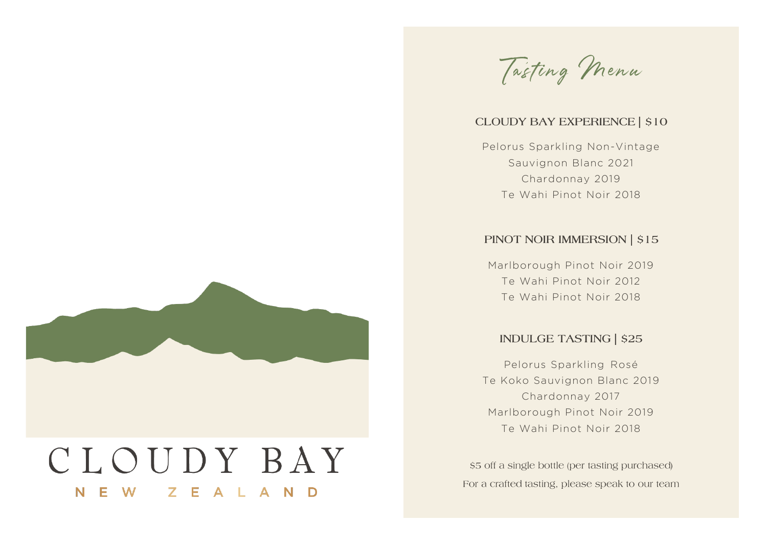# CLOUDY BAY

NEW ZEALAND

## Tasting Menu

### CLOUDY BAY EXPERIENCE | $10

Pelorus Sparkling Non-Vintage
Sauvignon Blanc 2021
Chardonnay 2019
Te Wahi Pinot Noir 2018

### PINOT NOIR IMMERSION | $15

Marlborough Pinot Noir 2019
Te Wahi Pinot Noir 2012
Te Wahi Pinot Noir 2018

### INDULGE TASTING | $25

Pelorus Sparkling Rosé
Te Koko Sauvignon Blanc 2019
Chardonnay 2017
Marlborough Pinot Noir 2019
Te Wahi Pinot Noir 2018

$5 off a single bottle (per tasting purchased)
For a crafted tasting, please speak to our team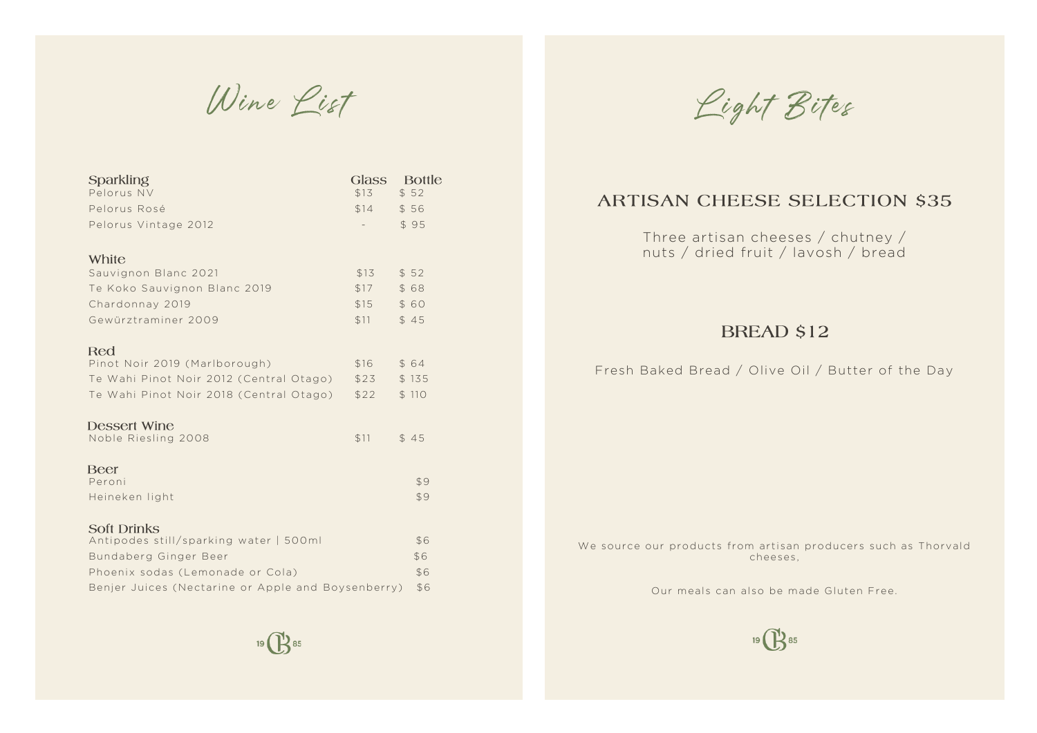# Wine List

| Sparkling | Glass | Bottle |
|---|---|---|
| Pelorus NV | $13 | $ 52 |
| Pelorus Rosé | $14 | $ 56 |
| Pelorus Vintage 2012 | - | $ 95 |

| White | Glass | Bottle |
|---|---|---|
| Sauvignon Blanc 2021 | $13 | $ 52 |
| Te Koko Sauvignon Blanc 2019 | $17 | $ 68 |
| Chardonnay 2019 | $15 | $ 60 |
| Gewürztraminer 2009 | $11 | $ 45 |

| Red | Glass | Bottle |
|---|---|---|
| Pinot Noir 2019 (Marlborough) | $16 | $ 64 |
| Te Wahi Pinot Noir 2012 (Central Otago) | $23 | $ 135 |
| Te Wahi Pinot Noir 2018 (Central Otago) | $22 | $ 110 |

| Dessert Wine | Glass | Bottle |
|---|---|---|
| Noble Riesling 2008 | $11 | $ 45 |

| Beer | |
|---|---|
| Peroni | $9 |
| Heineken light | $9 |

| Soft Drinks | |
|---|---|
| Antipodes still/sparking water \| 500ml | $6 |
| Bundaberg Ginger Beer | $6 |
| Phoenix sodas (Lemonade or Cola) | $6 |
| Benjer Juices (Nectarine or Apple and Boysenberry) | $6 |

# Light Bites

## ARTISAN CHEESE SELECTION $35

Three artisan cheeses / chutney / nuts / dried fruit / lavosh / bread

## BREAD $12

Fresh Baked Bread / Olive Oil / Butter of the Day

We source our products from artisan producers such as Thorvald cheeses,

Our meals can also be made Gluten Free.